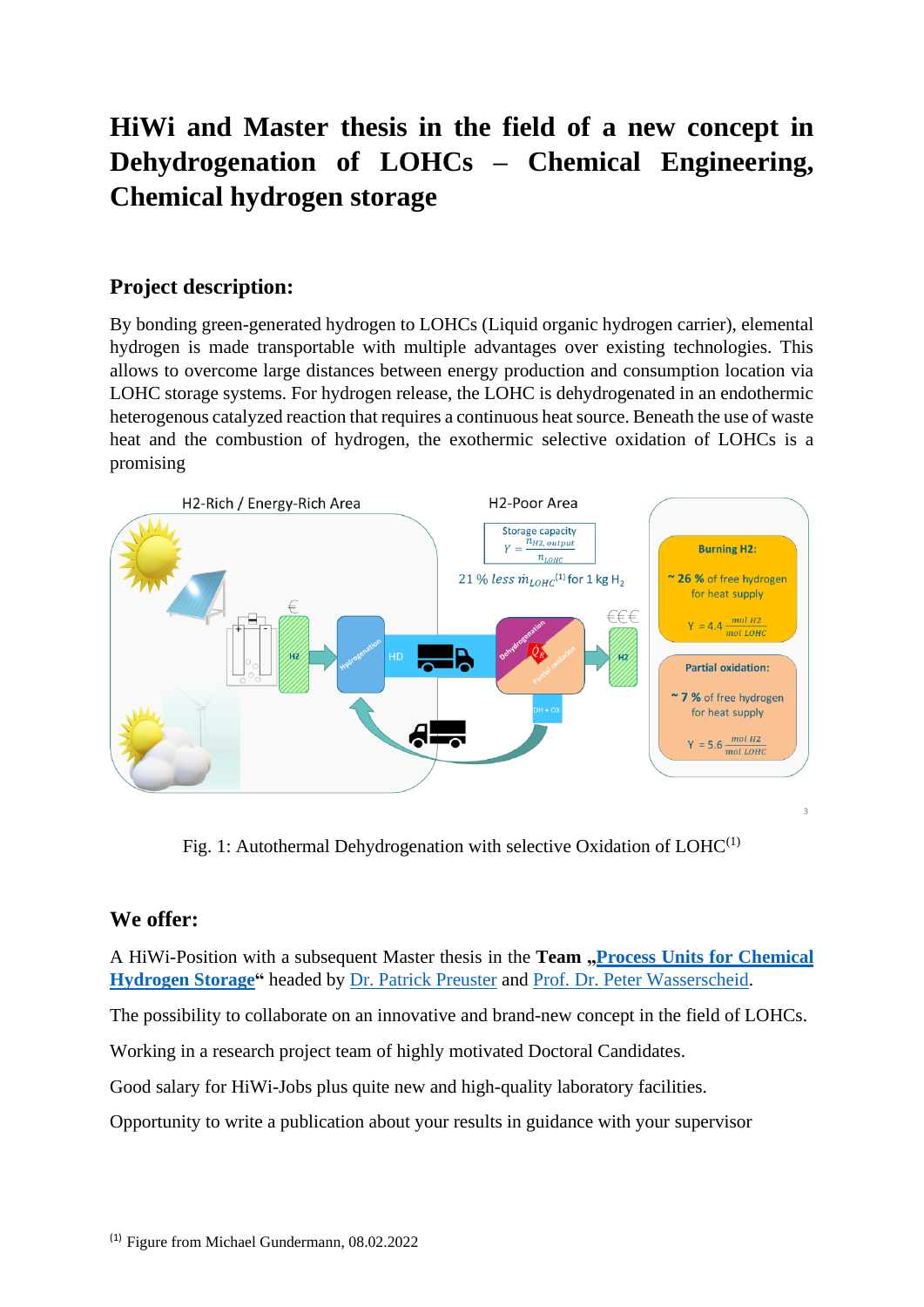# HiWi and Master thesis in the field of a new concept in Dehydrogenation of LOHCs – Chemical Engineering, Chemical hydrogen storage

## Project description:

By bonding green-generated hydrogen to LOHCs (Liquid organic hydrogen carrier), elemental hydrogen is made transportable with multiple advantages over existing technologies. This allows to overcome large distances between energy production and consumption location via LOHC storage systems. For hydrogen release, the LOHC is dehydrogenated in an endothermic heterogenous catalyzed reaction that requires a continuous heat source. Beneath the use of waste heat and the combustion of hydrogen, the exothermic selective oxidation of LOHCs is a promising

Fig. 1: Autothermal Dehydrogenation with selective Oxidation of LOHC[1]

## We offer:

A HiWi-Position with a subsequent Master thesis in the **Team „Process Units for Chemical Hydrogen Storage“** headed by Dr. Patrick Preuster and Prof. Dr. Peter Wasserscheid.

The possibility to collaborate on an innovative and brand-new concept in the field of LOHCs.

Working in a research project team of highly motivated Doctoral Candidates.

Good salary for HiWi-Jobs plus quite new and high-quality laboratory facilities.

Opportunity to write a publication about your results in guidance with your supervisor

[1] Figure from Michael Gundermann, 08.02.2022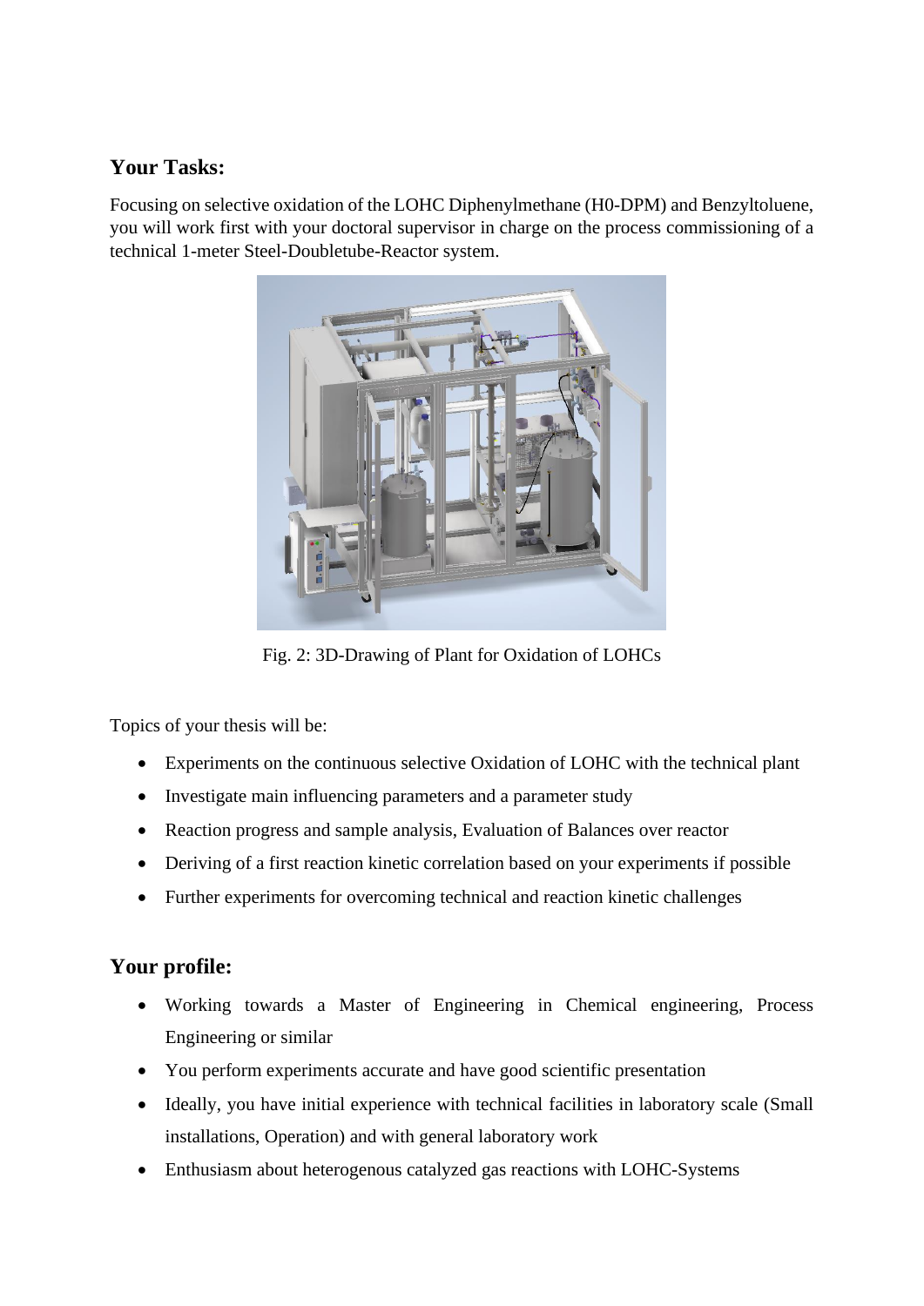## Your Tasks:

Focusing on selective oxidation of the LOHC Diphenylmethane (H0-DPM) and Benzyltoluene, you will work first with your doctoral supervisor in charge on the process commissioning of a technical 1-meter Steel-Doubletube-Reactor system.

Fig. 2: 3D-Drawing of Plant for Oxidation of LOHCs

Topics of your thesis will be:

- Experiments on the continuous selective Oxidation of LOHC with the technical plant
- Investigate main influencing parameters and a parameter study
- Reaction progress and sample analysis, Evaluation of Balances over reactor
- Deriving of a first reaction kinetic correlation based on your experiments if possible
- Further experiments for overcoming technical and reaction kinetic challenges

## Your profile:

- Working towards a Master of Engineering in Chemical engineering, Process Engineering or similar
- You perform experiments accurate and have good scientific presentation
- Ideally, you have initial experience with technical facilities in laboratory scale (Small installations, Operation) and with general laboratory work
- Enthusiasm about heterogenous catalyzed gas reactions with LOHC-Systems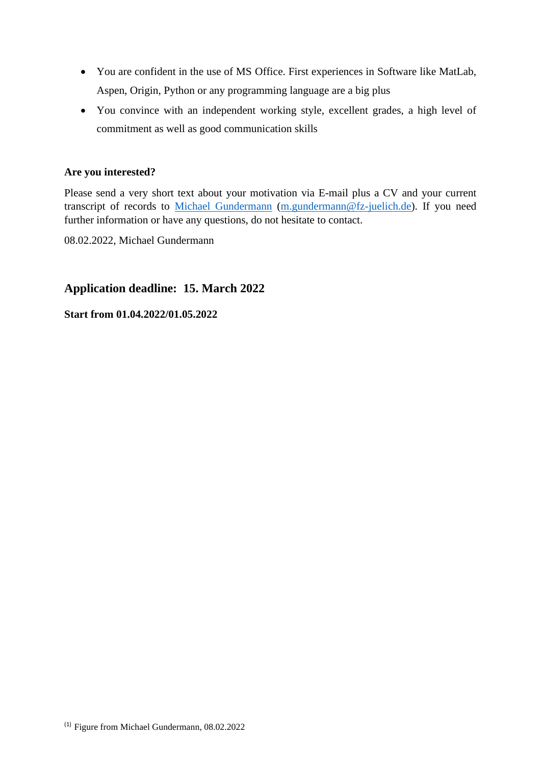- You are confident in the use of MS Office. First experiences in Software like MatLab, Aspen, Origin, Python or any programming language are a big plus
- You convince with an independent working style, excellent grades, a high level of commitment as well as good communication skills

**Are you interested?**

Please send a very short text about your motivation via E-mail plus a CV and your current transcript of records to Michael Gundermann (m.gundermann@fz-juelich.de). If you need further information or have any questions, do not hesitate to contact.

08.02.2022, Michael Gundermann

## Application deadline: 15. March 2022

**Start from 01.04.2022/01.05.2022**

(1) Figure from Michael Gundermann, 08.02.2022